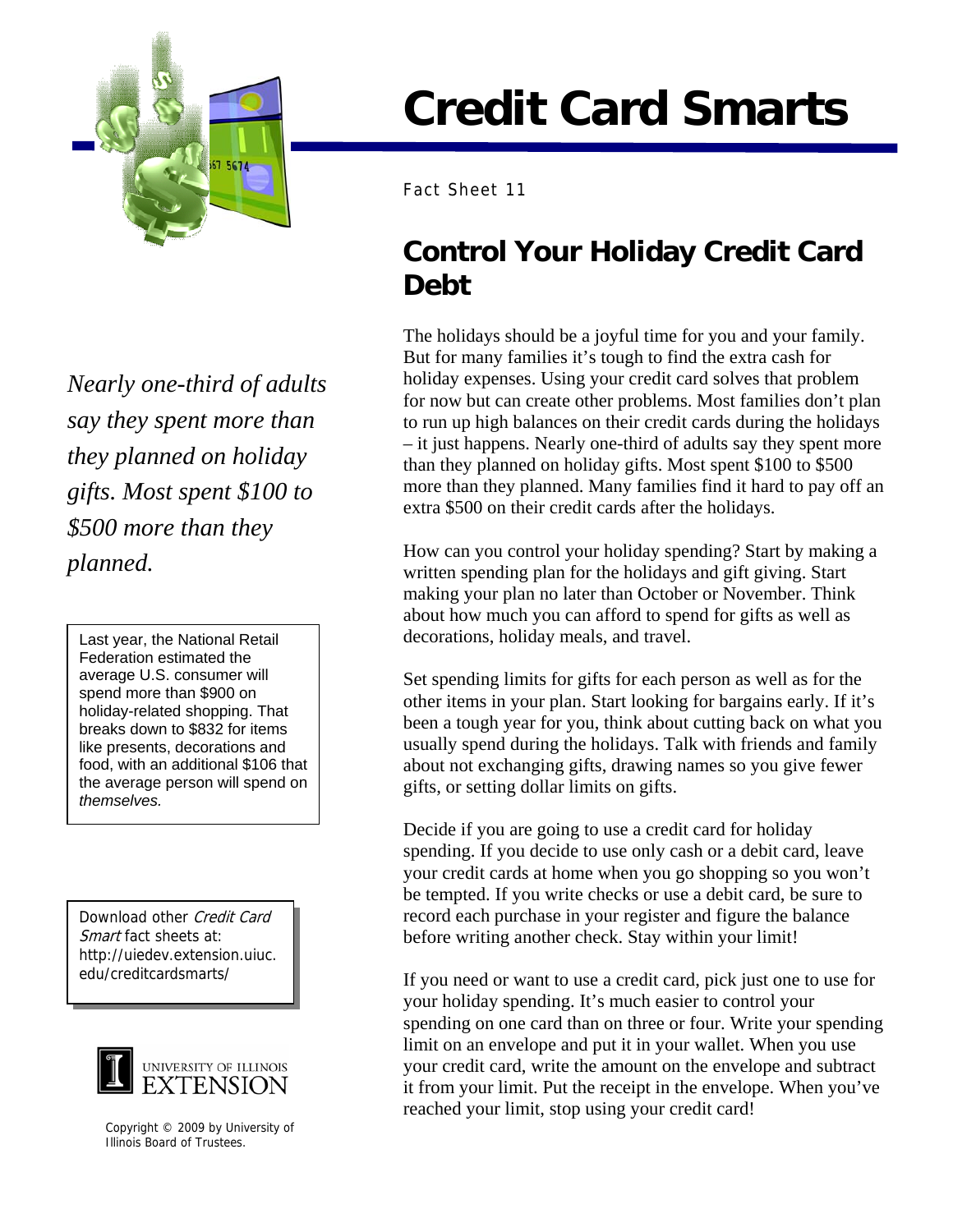# Credit Card Smarts

Fact Sheet 11

## Control Your Holiday Credit Card Debt

*Nearly one-third of adults say they spent more than they planned on holiday gifts. Most spent $100 to $500 more than they planned.*

The holidays should be a joyful time for you and your family. But for many families it's tough to find the extra cash for holiday expenses. Using your credit card solves that problem for now but can create other problems. Most families don't plan to run up high balances on their credit cards during the holidays – it just happens. Nearly one-third of adults say they spent more than they planned on holiday gifts. Most spent $100 to $500 more than they planned. Many families find it hard to pay off an extra $500 on their credit cards after the holidays.

How can you control your holiday spending? Start by making a written spending plan for the holidays and gift giving. Start making your plan no later than October or November. Think about how much you can afford to spend for gifts as well as decorations, holiday meals, and travel.

Set spending limits for gifts for each person as well as for the other items in your plan. Start looking for bargains early. If it's been a tough year for you, think about cutting back on what you usually spend during the holidays. Talk with friends and family about not exchanging gifts, drawing names so you give fewer gifts, or setting dollar limits on gifts.

Decide if you are going to use a credit card for holiday spending. If you decide to use only cash or a debit card, leave your credit cards at home when you go shopping so you won't be tempted. If you write checks or use a debit card, be sure to record each purchase in your register and figure the balance before writing another check. Stay within your limit!

If you need or want to use a credit card, pick just one to use for your holiday spending. It's much easier to control your spending on one card than on three or four. Write your spending limit on an envelope and put it in your wallet. When you use your credit card, write the amount on the envelope and subtract it from your limit. Put the receipt in the envelope. When you've reached your limit, stop using your credit card!

> Last year, the National Retail Federation estimated the average U.S. consumer will spend more than $900 on holiday-related shopping. That breaks down to $832 for items like presents, decorations and food, with an additional $106 that the average person will spend on *themselves.*

> Download other *Credit Card Smart* fact sheets at: http://uiedev.extension.uiuc.edu/creditcardsmarts/

UNIVERSITY OF ILLINOIS EXTENSION

Copyright © 2009 by University of Illinois Board of Trustees.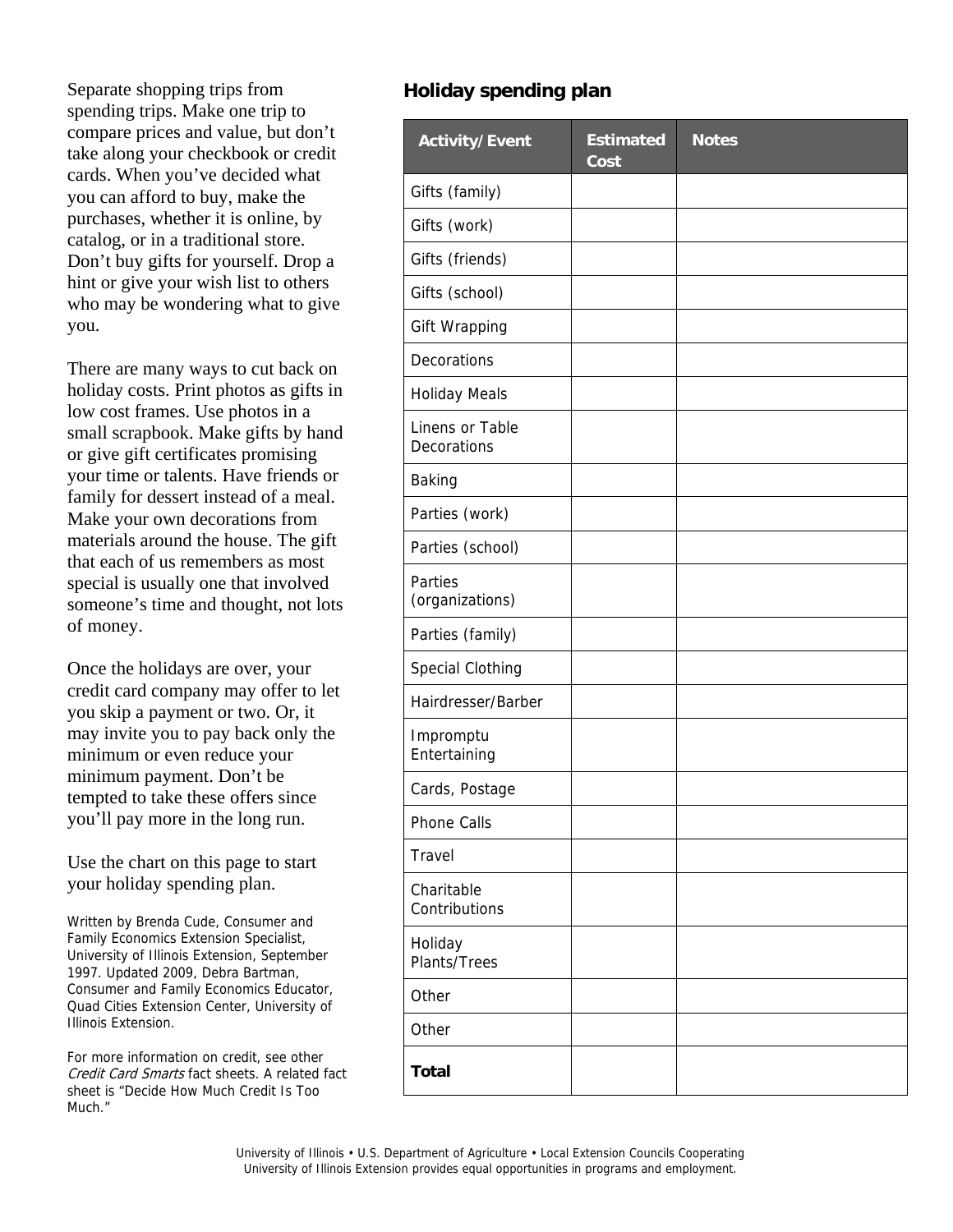Separate shopping trips from spending trips. Make one trip to compare prices and value, but don't take along your checkbook or credit cards. When you've decided what you can afford to buy, make the purchases, whether it is online, by catalog, or in a traditional store. Don't buy gifts for yourself. Drop a hint or give your wish list to others who may be wondering what to give you.

There are many ways to cut back on holiday costs. Print photos as gifts in low cost frames. Use photos in a small scrapbook. Make gifts by hand or give gift certificates promising your time or talents. Have friends or family for dessert instead of a meal. Make your own decorations from materials around the house. The gift that each of us remembers as most special is usually one that involved someone's time and thought, not lots of money.

Once the holidays are over, your credit card company may offer to let you skip a payment or two. Or, it may invite you to pay back only the minimum or even reduce your minimum payment. Don't be tempted to take these offers since you'll pay more in the long run.

Use the chart on this page to start your holiday spending plan.

Written by Brenda Cude, Consumer and Family Economics Extension Specialist, University of Illinois Extension, September 1997. Updated 2009, Debra Bartman, Consumer and Family Economics Educator, Quad Cities Extension Center, University of Illinois Extension.

For more information on credit, see other *Credit Card Smarts* fact sheets. A related fact sheet is "Decide How Much Credit Is Too Much."

## Holiday spending plan

| Activity/Event | Estimated Cost | Notes |
|---|---|---|
| Gifts (family) | | |
| Gifts (work) | | |
| Gifts (friends) | | |
| Gifts (school) | | |
| Gift Wrapping | | |
| Decorations | | |
| Holiday Meals | | |
| Linens or Table Decorations | | |
| Baking | | |
| Parties (work) | | |
| Parties (school) | | |
| Parties (organizations) | | |
| Parties (family) | | |
| Special Clothing | | |
| Hairdresser/Barber | | |
| Impromptu Entertaining | | |
| Cards, Postage | | |
| Phone Calls | | |
| Travel | | |
| Charitable Contributions | | |
| Holiday Plants/Trees | | |
| Other | | |
| Other | | |
| **Total** | | |

University of Illinois • U.S. Department of Agriculture • Local Extension Councils Cooperating
University of Illinois Extension provides equal opportunities in programs and employment.